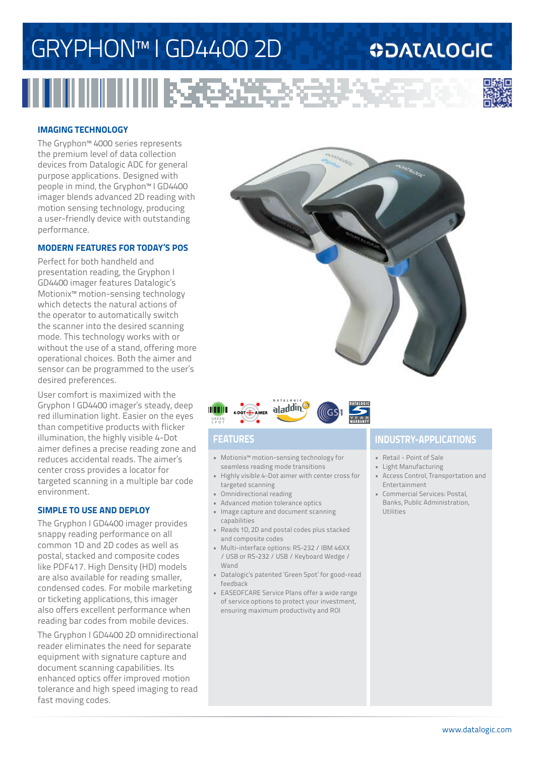# GRYPHON™ I GD4400 2D

## IMAGING TECHNOLOGY

The Gryphon™ 4000 series represents the premium level of data collection devices from Datalogic ADC for general purpose applications. Designed with people in mind, the Gryphon™ I GD4400 imager blends advanced 2D reading with motion sensing technology, producing a user-friendly device with outstanding performance.

## MODERN FEATURES FOR TODAY'S POS

Perfect for both handheld and presentation reading, the Gryphon I GD4400 imager features Datalogic's Motionix™ motion-sensing technology which detects the natural actions of the operator to automatically switch the scanner into the desired scanning mode. This technology works with or without the use of a stand, offering more operational choices. Both the aimer and sensor can be programmed to the user's desired preferences.

User comfort is maximized with the Gryphon I GD4400 imager's steady, deep red illumination light. Easier on the eyes than competitive products with flicker illumination, the highly visible 4-Dot aimer defines a precise reading zone and reduces accidental reads. The aimer's center cross provides a locator for targeted scanning in a multiple bar code environment.

## SIMPLE TO USE AND DEPLOY

The Gryphon I GD4400 imager provides snappy reading performance on all common 1D and 2D codes as well as postal, stacked and composite codes like PDF417. High Density (HD) models are also available for reading smaller, condensed codes. For mobile marketing or ticketing applications, this imager also offers excellent performance when reading bar codes from mobile devices.

The Gryphon I GD4400 2D omnidirectional reader eliminates the need for separate equipment with signature capture and document scanning capabilities. Its enhanced optics offer improved motion tolerance and high speed imaging to read fast moving codes.

## FEATURES

- Motionix™ motion-sensing technology for seamless reading mode transitions
- Highly visible 4-Dot aimer with center cross for targeted scanning
- Omnidirectional reading
- Advanced motion tolerance optics
- Image capture and document scanning capabilities
- Reads 1D, 2D and postal codes plus stacked and composite codes
- Multi-interface options: RS-232 / IBM 46XX / USB or RS-232 / USB / Keyboard Wedge / Wand
- Datalogic's patented 'Green Spot' for good-read feedback
- EASEOFCARE Service Plans offer a wide range of service options to protect your investment, ensuring maximum productivity and ROI

## INDUSTRY-APPLICATIONS

- Retail - Point of Sale
- Light Manufacturing
- Access Control, Transportation and Entertainment
- Commercial Services: Postal, Banks, Public Administration, Utilities

www.datalogic.com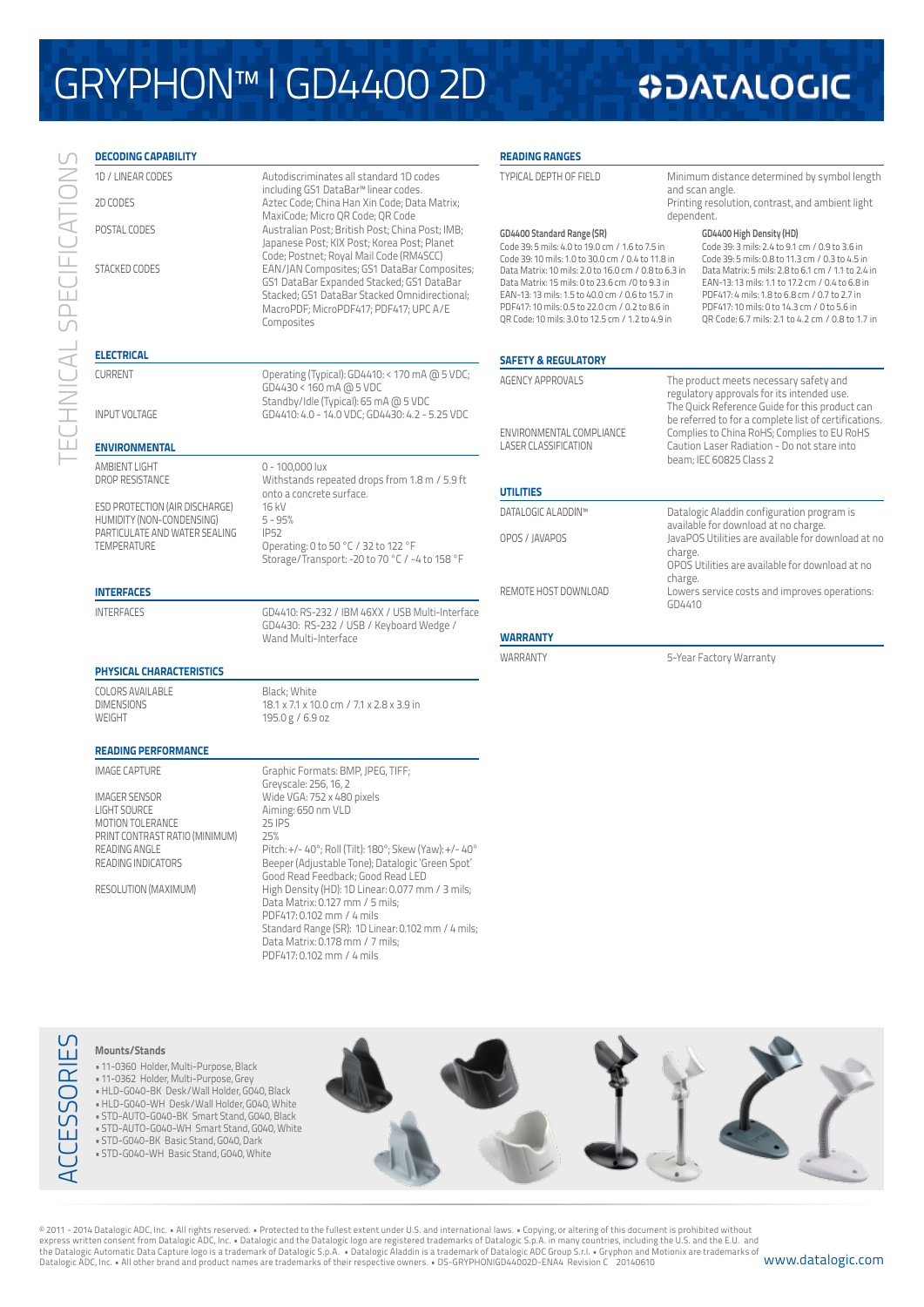# GRYPHON™ I GD4400 2D

TECHNICAL SPECIFICATIONS

## DECODING CAPABILITY

| | |
|---|---|
| 1D / LINEAR CODES | Autodiscriminates all standard 1D codes including GS1 DataBar™ linear codes. |
| 2D CODES | Aztec Code; China Han Xin Code; Data Matrix; MaxiCode; Micro QR Code; QR Code |
| POSTAL CODES | Australian Post; British Post; China Post; IMB; Japanese Post; KIX Post; Korea Post; Planet Code; Postnet; Royal Mail Code (RM4SCC) |
| STACKED CODES | EAN/JAN Composites; GS1 DataBar Composites; GS1 DataBar Expanded Stacked; GS1 DataBar Stacked; GS1 DataBar Stacked Omnidirectional; MacroPDF; MicroPDF417; PDF417; UPC A/E Composites |

## ELECTRICAL

| | |
|---|---|
| CURRENT | Operating (Typical): GD4410: < 170 mA @ 5 VDC; GD4430 < 160 mA @ 5 VDC<br>Standby/Idle (Typical): 65 mA @ 5 VDC |
| INPUT VOLTAGE | GD4410: 4.0 - 14.0 VDC; GD4430: 4.2 - 5.25 VDC |

## ENVIRONMENTAL

| | |
|---|---|
| AMBIENT LIGHT | 0 - 100,000 lux |
| DROP RESISTANCE | Withstands repeated drops from 1.8 m / 5.9 ft onto a concrete surface. |
| ESD PROTECTION (AIR DISCHARGE) | 16 kV |
| HUMIDITY (NON-CONDENSING) | 5 - 95% |
| PARTICULATE AND WATER SEALING | IP52 |
| TEMPERATURE | Operating: 0 to 50 °C / 32 to 122 °F<br>Storage/Transport: -20 to 70 °C / -4 to 158 °F |

## INTERFACES

| | |
|---|---|
| INTERFACES | GD4410: RS-232 / IBM 46XX / USB Multi-Interface<br>GD4430: RS-232 / USB / Keyboard Wedge / Wand Multi-Interface |

## PHYSICAL CHARACTERISTICS

| | |
|---|---|
| COLORS AVAILABLE | Black; White |
| DIMENSIONS | 18.1 x 7.1 x 10.0 cm / 7.1 x 2.8 x 3.9 in |
| WEIGHT | 195.0 g / 6.9 oz |

## READING PERFORMANCE

| | |
|---|---|
| IMAGE CAPTURE | Graphic Formats: BMP, JPEG, TIFF; Greyscale: 256, 16, 2 |
| IMAGER SENSOR | Wide VGA: 752 x 480 pixels |
| LIGHT SOURCE | Aiming: 650 nm VLD |
| MOTION TOLERANCE | 25 IPS |
| PRINT CONTRAST RATIO (MINIMUM) | 25% |
| READING ANGLE | Pitch: +/- 40°; Roll (Tilt): 180°; Skew (Yaw): +/- 40° |
| READING INDICATORS | Beeper (Adjustable Tone); Datalogic 'Green Spot' Good Read Feedback; Good Read LED |
| RESOLUTION (MAXIMUM) | High Density (HD): 1D Linear: 0.077 mm / 3 mils; Data Matrix: 0.127 mm / 5 mils; PDF417: 0.102 mm / 4 mils<br>Standard Range (SR): 1D Linear: 0.102 mm / 4 mils; Data Matrix: 0.178 mm / 7 mils; PDF417: 0.102 mm / 4 mils |

## READING RANGES

| | |
|---|---|
| TYPICAL DEPTH OF FIELD | Minimum distance determined by symbol length and scan angle.<br>Printing resolution, contrast, and ambient light dependent. |

| GD4400 Standard Range (SR) | GD4400 High Density (HD) |
|---|---|
| Code 39: 5 mils: 4.0 to 19.0 cm / 1.6 to 7.5 in | Code 39: 3 mils: 2.4 to 9.1 cm / 0.9 to 3.6 in |
| Code 39: 10 mils: 1.0 to 30.0 cm / 0.4 to 11.8 in | Code 39: 5 mils: 0.8 to 11.3 cm / 0.3 to 4.5 in |
| Data Matrix: 10 mils: 2.0 to 16.0 cm / 0.8 to 6.3 in | Data Matrix: 5 mils: 2.8 to 6.1 cm / 1.1 to 2.4 in |
| Data Matrix: 15 mils: 0 to 23.6 cm /0 to 9.3 in | EAN-13: 13 mils: 1.1 to 17.2 cm / 0.4 to 6.8 in |
| EAN-13: 13 mils: 1.5 to 40.0 cm / 0.6 to 15.7 in | PDF417: 4 mils: 1.8 to 6.8 cm / 0.7 to 2.7 in |
| PDF417: 10 mils: 0.5 to 22.0 cm / 0.2 to 8.6 in | PDF417: 10 mils: 0 to 14.3 cm / 0 to 5.6 in |
| QR Code: 10 mils: 3.0 to 12.5 cm / 1.2 to 4.9 in | QR Code: 6.7 mils: 2.1 to 4.2 cm / 0.8 to 1.7 in |

## SAFETY & REGULATORY

| | |
|---|---|
| AGENCY APPROVALS | The product meets necessary safety and regulatory approvals for its intended use. The Quick Reference Guide for this product can be referred to for a complete list of certifications. |
| ENVIRONMENTAL COMPLIANCE | Complies to China RoHS; Complies to EU RoHS |
| LASER CLASSIFICATION | Caution Laser Radiation - Do not stare into beam; IEC 60825 Class 2 |

## UTILITIES

| | |
|---|---|
| DATALOGIC ALADDIN™ | Datalogic Aladdin configuration program is available for download at no charge. |
| OPOS / JAVAPOS | JavaPOS Utilities are available for download at no charge.<br>OPOS Utilities are available for download at no charge. |
| REMOTE HOST DOWNLOAD | Lowers service costs and improves operations: GD4410 |

## WARRANTY

| | |
|---|---|
| WARRANTY | 5-Year Factory Warranty |

# ACCESSORIES

### Mounts/Stands

- 11-0360 Holder, Multi-Purpose, Black
- 11-0362 Holder, Multi-Purpose, Grey
- HLD-G040-BK Desk/Wall Holder, G040, Black
- HLD-G040-WH Desk/Wall Holder, G040, White
- STD-AUTO-G040-BK Smart Stand, G040, Black
- STD-AUTO-G040-WH Smart Stand, G040, White
- STD-G040-BK Basic Stand, G040, Dark
- STD-G040-WH Basic Stand, G040, White

© 2011 - 2014 Datalogic ADC, Inc. • All rights reserved. • Protected to the fullest extent under U.S. and international laws. • Copying, or altering of this document is prohibited without express written consent from Datalogic ADC, Inc. • Datalogic and the Datalogic logo are registered trademarks of Datalogic S.p.A. in many countries, including the U.S. and the E.U. and the Datalogic Automatic Data Capture logo is a trademark of Datalogic S.p.A. • Datalogic Aladdin is a trademark of Datalogic ADC Group S.r.l. • Gryphon and Motionix are trademarks of Datalogic ADC, Inc. • All other brand and product names are trademarks of their respective owners. • DS-GRYPHONIGD44002D-ENA4 Revision C 20140610

www.datalogic.com